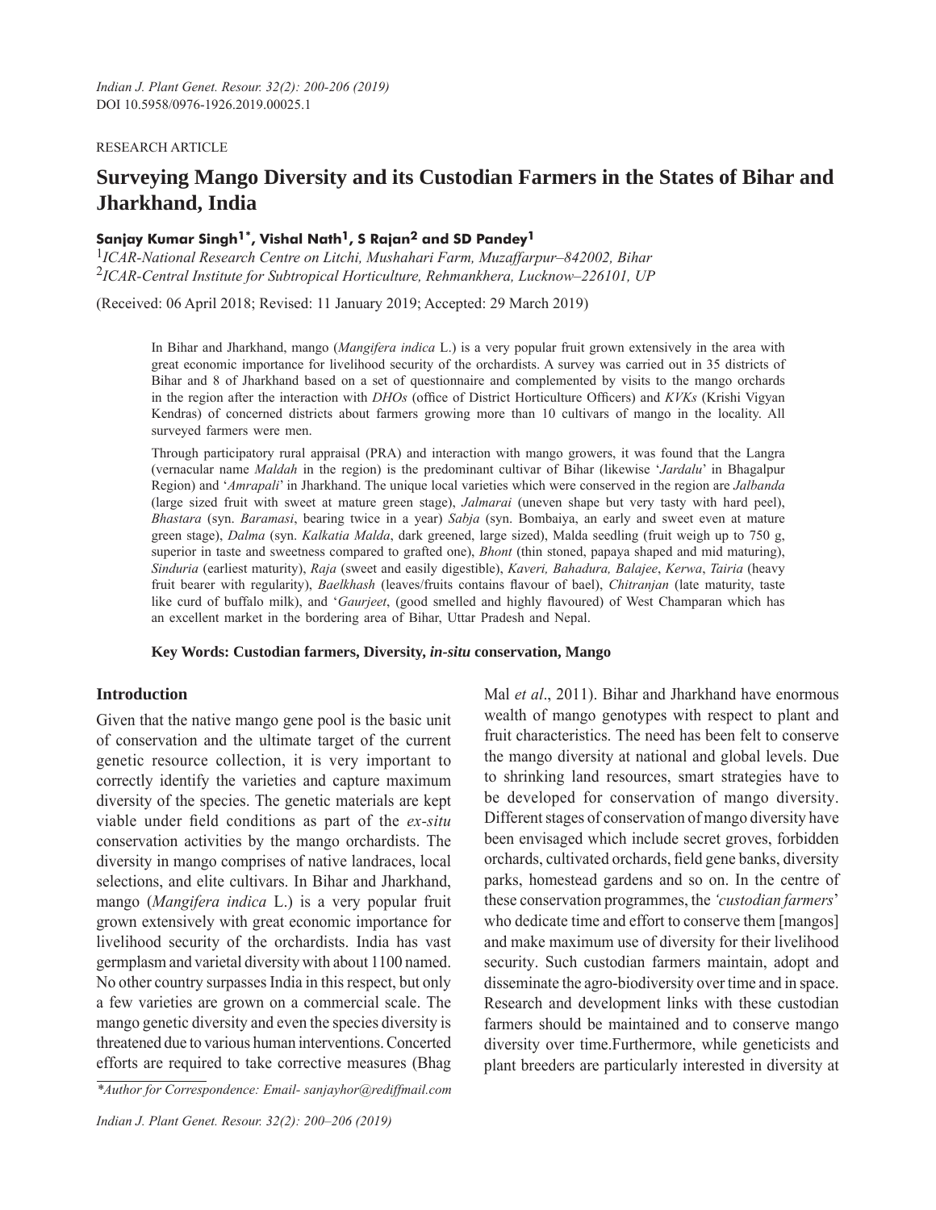RESEARCH ARTICLE

# Surveying Mango Diversity and its Custodian Farmers in the States of Bihar and Jharkhand, India

**Sanjay Kumar Singh[1*], Vishal Nath[1], S Rajan[2] and SD Pandey[1]**

[1]*ICAR-National Research Centre on Litchi, Mushahari Farm, Muzaffarpur–842002, Bihar*
[2]*ICAR-Central Institute for Subtropical Horticulture, Rehmankhera, Lucknow–226101, UP*

(Received: 06 April 2018; Revised: 11 January 2019; Accepted: 29 March 2019)

In Bihar and Jharkhand, mango (*Mangifera indica* L.) is a very popular fruit grown extensively in the area with great economic importance for livelihood security of the orchardists. A survey was carried out in 35 districts of Bihar and 8 of Jharkhand based on a set of questionnaire and complemented by visits to the mango orchards in the region after the interaction with *DHOs* (office of District Horticulture Officers) and *KVKs* (Krishi Vigyan Kendras) of concerned districts about farmers growing more than 10 cultivars of mango in the locality. All surveyed farmers were men.

Through participatory rural appraisal (PRA) and interaction with mango growers, it was found that the Langra (vernacular name *Maldah* in the region) is the predominant cultivar of Bihar (likewise '*Jardalu*' in Bhagalpur Region) and '*Amrapali*' in Jharkhand. The unique local varieties which were conserved in the region are *Jalbanda* (large sized fruit with sweet at mature green stage), *Jalmarai* (uneven shape but very tasty with hard peel), *Bhastara* (syn. *Baramasi*, bearing twice in a year) *Sabja* (syn. Bombaiya, an early and sweet even at mature green stage), *Dalma* (syn. *Kalkatia Malda*, dark greened, large sized), Malda seedling (fruit weigh up to 750 g, superior in taste and sweetness compared to grafted one), *Bhont* (thin stoned, papaya shaped and mid maturing), *Sinduria* (earliest maturity), *Raja* (sweet and easily digestible), *Kaveri, Bahadura, Balajee*, *Kerwa*, *Tairia* (heavy fruit bearer with regularity), *Baelkhash* (leaves/fruits contains flavour of bael), *Chitranjan* (late maturity, taste like curd of buffalo milk), and '*Gaurjeet*, (good smelled and highly flavoured) of West Champaran which has an excellent market in the bordering area of Bihar, Uttar Pradesh and Nepal.

**Key Words: Custodian farmers, Diversity, *in-situ* conservation, Mango**

## Introduction

Given that the native mango gene pool is the basic unit of conservation and the ultimate target of the current genetic resource collection, it is very important to correctly identify the varieties and capture maximum diversity of the species. The genetic materials are kept viable under field conditions as part of the *ex-situ* conservation activities by the mango orchardists. The diversity in mango comprises of native landraces, local selections, and elite cultivars. In Bihar and Jharkhand, mango (*Mangifera indica* L.) is a very popular fruit grown extensively with great economic importance for livelihood security of the orchardists. India has vast germplasm and varietal diversity with about 1100 named. No other country surpasses India in this respect, but only a few varieties are grown on a commercial scale. The mango genetic diversity and even the species diversity is threatened due to various human interventions. Concerted efforts are required to take corrective measures (Bhag Mal *et al*., 2011). Bihar and Jharkhand have enormous wealth of mango genotypes with respect to plant and fruit characteristics. The need has been felt to conserve the mango diversity at national and global levels. Due to shrinking land resources, smart strategies have to be developed for conservation of mango diversity. Different stages of conservation of mango diversity have been envisaged which include secret groves, forbidden orchards, cultivated orchards, field gene banks, diversity parks, homestead gardens and so on. In the centre of these conservation programmes, the *'custodian farmers*' who dedicate time and effort to conserve them [mangos] and make maximum use of diversity for their livelihood security. Such custodian farmers maintain, adopt and disseminate the agro-biodiversity over time and in space. Research and development links with these custodian farmers should be maintained and to conserve mango diversity over time.Furthermore, while geneticists and plant breeders are particularly interested in diversity at

*Author for Correspondence: Email- sanjayhor@rediffmail.com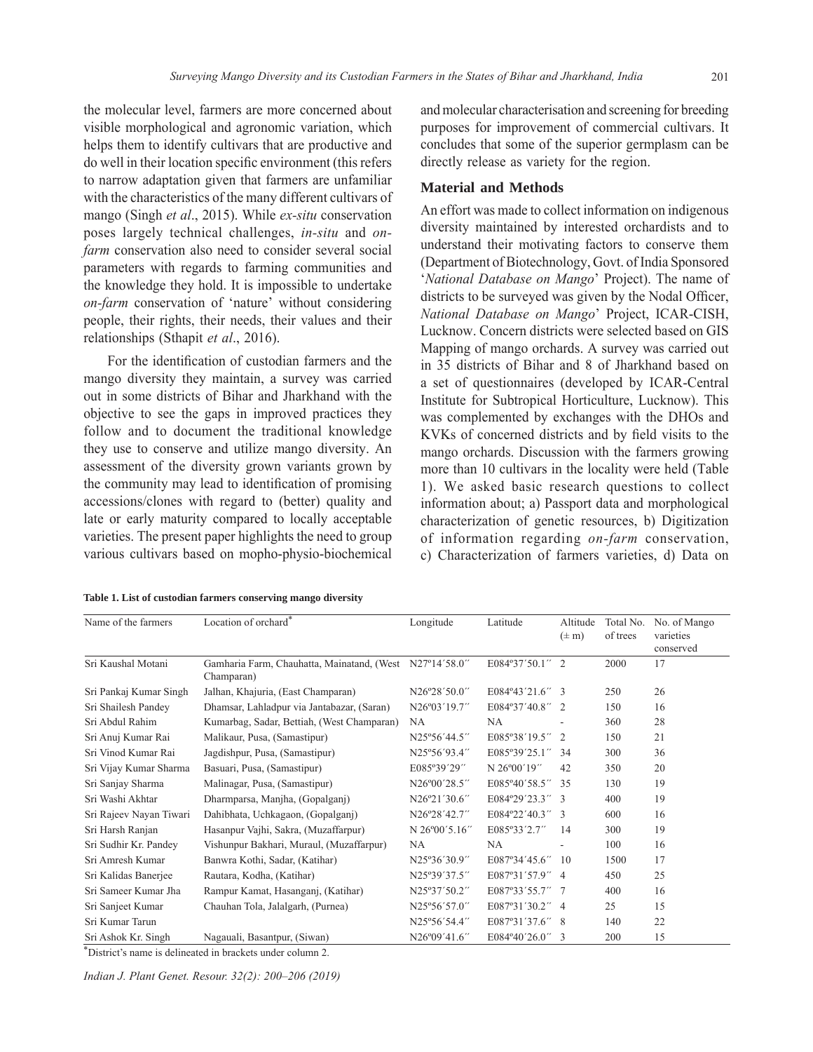the molecular level, farmers are more concerned about visible morphological and agronomic variation, which helps them to identify cultivars that are productive and do well in their location specific environment (this refers to narrow adaptation given that farmers are unfamiliar with the characteristics of the many different cultivars of mango (Singh *et al*., 2015). While *ex-situ* conservation poses largely technical challenges, *in-situ* and *on-farm* conservation also need to consider several social parameters with regards to farming communities and the knowledge they hold. It is impossible to undertake *on-farm* conservation of 'nature' without considering people, their rights, their needs, their values and their relationships (Sthapit *et al*., 2016).

For the identification of custodian farmers and the mango diversity they maintain, a survey was carried out in some districts of Bihar and Jharkhand with the objective to see the gaps in improved practices they follow and to document the traditional knowledge they use to conserve and utilize mango diversity. An assessment of the diversity grown variants grown by the community may lead to identification of promising accessions/clones with regard to (better) quality and late or early maturity compared to locally acceptable varieties. The present paper highlights the need to group various cultivars based on mopho-physio-biochemical and molecular characterisation and screening for breeding purposes for improvement of commercial cultivars. It concludes that some of the superior germplasm can be directly release as variety for the region.

## Material and Methods

An effort was made to collect information on indigenous diversity maintained by interested orchardists and to understand their motivating factors to conserve them (Department of Biotechnology, Govt. of India Sponsored '*National Database on Mango*' Project). The name of districts to be surveyed was given by the Nodal Officer, *National Database on Mango*' Project, ICAR-CISH, Lucknow. Concern districts were selected based on GIS Mapping of mango orchards. A survey was carried out in 35 districts of Bihar and 8 of Jharkhand based on a set of questionnaires (developed by ICAR-Central Institute for Subtropical Horticulture, Lucknow). This was complemented by exchanges with the DHOs and KVKs of concerned districts and by field visits to the mango orchards. Discussion with the farmers growing more than 10 cultivars in the locality were held (Table 1). We asked basic research questions to collect information about; a) Passport data and morphological characterization of genetic resources, b) Digitization of information regarding *on-farm* conservation, c) Characterization of farmers varieties, d) Data on

**Table 1. List of custodian farmers conserving mango diversity**

| Name of the farmers | Location of orchard* | Longitude | Latitude | Altitude (± m) | Total No. of trees | No. of Mango varieties conserved |
|---|---|---|---|---|---|---|
| Sri Kaushal Motani | Gamharia Farm, Chauhatta, Mainatand, (West Champaran) | N27º14´58.0´´ | E084º37´50.1´´ | 2 | 2000 | 17 |
| Sri Pankaj Kumar Singh | Jalhan, Khajuria, (East Champaran) | N26º28´50.0´´ | E084º43´21.6´´ | 3 | 250 | 26 |
| Sri Shailesh Pandey | Dhamsar, Lahladpur via Jantabazar, (Saran) | N26º03´19.7´´ | E084º37´40.8´´ | 2 | 150 | 16 |
| Sri Abdul Rahim | Kumarbag, Sadar, Bettiah, (West Champaran) | NA | NA | - | 360 | 28 |
| Sri Anuj Kumar Rai | Malikaur, Pusa, (Samastipur) | N25º56´44.5´´ | E085º38´19.5´´ | 2 | 150 | 21 |
| Sri Vinod Kumar Rai | Jagdishpur, Pusa, (Samastipur) | N25º56´93.4´´ | E085º39´25.1´´ | 34 | 300 | 36 |
| Sri Vijay Kumar Sharma | Basuari, Pusa, (Samastipur) | E085º39´29´´ | N 26º00´19´´ | 42 | 350 | 20 |
| Sri Sanjay Sharma | Malinagar, Pusa, (Samastipur) | N26º00´28.5´´ | E085º40´58.5´´ | 35 | 130 | 19 |
| Sri Washi Akhtar | Dharmparsa, Manjha, (Gopalganj) | N26º21´30.6´´ | E084º29´23.3´´ | 3 | 400 | 19 |
| Sri Rajeev Nayan Tiwari | Dahibhata, Uchkagaon, (Gopalganj) | N26º28´42.7´´ | E084º22´40.3´´ | 3 | 600 | 16 |
| Sri Harsh Ranjan | Hasanpur Vajhi, Sakra, (Muzaffarpur) | N 26º00´5.16´´ | E085º33´2.7´´ | 14 | 300 | 19 |
| Sri Sudhir Kr. Pandey | Vishunpur Bakhari, Muraul, (Muzaffarpur) | NA | NA | - | 100 | 16 |
| Sri Amresh Kumar | Banwra Kothi, Sadar, (Katihar) | N25º36´30.9´´ | E087º34´45.6´´ | 10 | 1500 | 17 |
| Sri Kalidas Banerjee | Rautara, Kodha, (Katihar) | N25º39´37.5´´ | E087º31´57.9´´ | 4 | 450 | 25 |
| Sri Sameer Kumar Jha | Rampur Kamat, Hasanganj, (Katihar) | N25º37´50.2´´ | E087º33´55.7´´ | 7 | 400 | 16 |
| Sri Sanjeet Kumar | Chauhan Tola, Jalalgarh, (Purnea) | N25º56´57.0´´ | E087º31´30.2´´ | 4 | 25 | 15 |
| Sri Kumar Tarun | | N25º56´54.4´´ | E087º31´37.6´´ | 8 | 140 | 22 |
| Sri Ashok Kr. Singh | Nagauali, Basantpur, (Siwan) | N26º09´41.6´´ | E084º40´26.0´´ | 3 | 200 | 15 |

*District's name is delineated in brackets under column 2.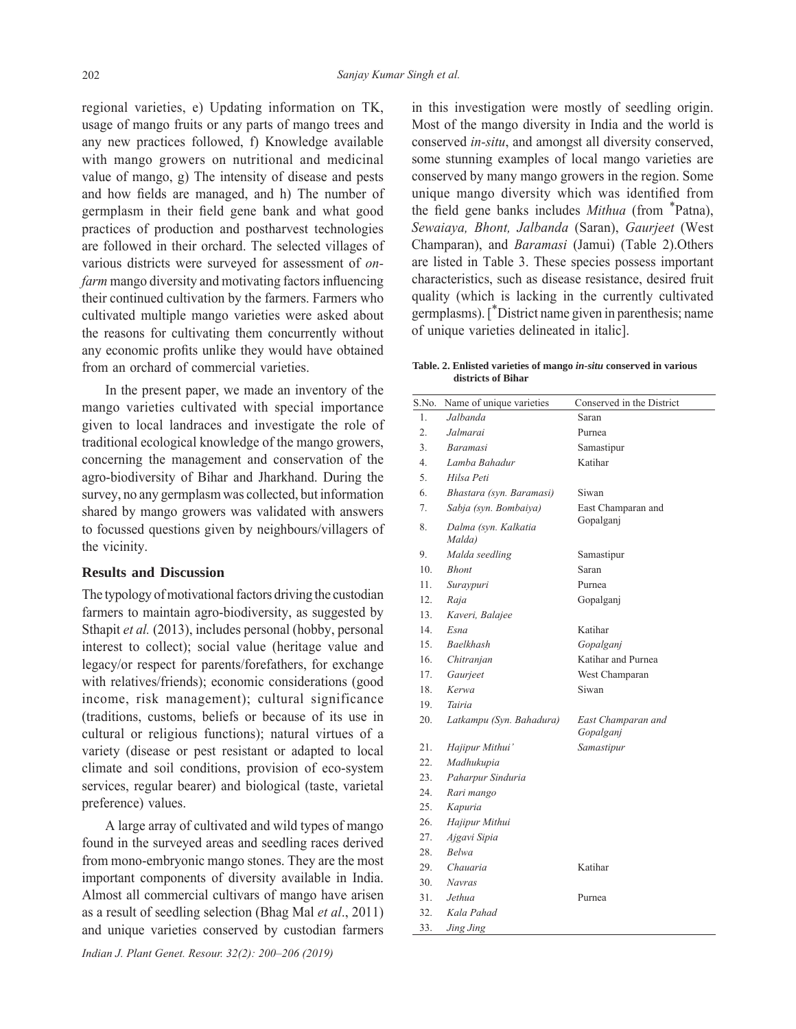regional varieties, e) Updating information on TK, usage of mango fruits or any parts of mango trees and any new practices followed, f) Knowledge available with mango growers on nutritional and medicinal value of mango, g) The intensity of disease and pests and how fields are managed, and h) The number of germplasm in their field gene bank and what good practices of production and postharvest technologies are followed in their orchard. The selected villages of various districts were surveyed for assessment of *on-farm* mango diversity and motivating factors influencing their continued cultivation by the farmers. Farmers who cultivated multiple mango varieties were asked about the reasons for cultivating them concurrently without any economic profits unlike they would have obtained from an orchard of commercial varieties.

In the present paper, we made an inventory of the mango varieties cultivated with special importance given to local landraces and investigate the role of traditional ecological knowledge of the mango growers, concerning the management and conservation of the agro-biodiversity of Bihar and Jharkhand. During the survey, no any germplasm was collected, but information shared by mango growers was validated with answers to focussed questions given by neighbours/villagers of the vicinity.

## Results and Discussion

The typology of motivational factors driving the custodian farmers to maintain agro-biodiversity, as suggested by Sthapit *et al.* (2013), includes personal (hobby, personal interest to collect); social value (heritage value and legacy/or respect for parents/forefathers, for exchange with relatives/friends); economic considerations (good income, risk management); cultural significance (traditions, customs, beliefs or because of its use in cultural or religious functions); natural virtues of a variety (disease or pest resistant or adapted to local climate and soil conditions, provision of eco-system services, regular bearer) and biological (taste, varietal preference) values.

A large array of cultivated and wild types of mango found in the surveyed areas and seedling races derived from mono-embryonic mango stones. They are the most important components of diversity available in India. Almost all commercial cultivars of mango have arisen as a result of seedling selection (Bhag Mal *et al*., 2011) and unique varieties conserved by custodian farmers in this investigation were mostly of seedling origin. Most of the mango diversity in India and the world is conserved *in-situ*, and amongst all diversity conserved, some stunning examples of local mango varieties are conserved by many mango growers in the region. Some unique mango diversity which was identified from the field gene banks includes *Mithua* (from *Patna), *Sewaiaya, Bhont, Jalbanda* (Saran), *Gaurjeet* (West Champaran), and *Baramasi* (Jamui) (Table 2).Others are listed in Table 3. These species possess important characteristics, such as disease resistance, desired fruit quality (which is lacking in the currently cultivated germplasms). [*District name given in parenthesis; name of unique varieties delineated in italic].

**Table. 2. Enlisted varieties of mango *in-situ* conserved in various districts of Bihar**

| S.No. | Name of unique varieties | Conserved in the District |
|---|---|---|
| 1. | *Jalbanda* | Saran |
| 2. | *Jalmarai* | Purnea |
| 3. | *Baramasi* | Samastipur |
| 4. | *Lamba Bahadur* | Katihar |
| 5. | *Hilsa Peti* | |
| 6. | *Bhastara (syn. Baramasi)* | Siwan |
| 7. | *Sabja (syn. Bombaiya)* | East Champaran and Gopalganj |
| 8. | *Dalma (syn. Kalkatia Malda)* | |
| 9. | *Malda seedling* | Samastipur |
| 10. | *Bhont* | Saran |
| 11. | *Suraypuri* | Purnea |
| 12. | *Raja* | Gopalganj |
| 13. | *Kaveri, Balajee* | |
| 14. | *Esna* | Katihar |
| 15. | *Baelkhash* | *Gopalganj* |
| 16. | *Chitranjan* | Katihar and Purnea |
| 17. | *Gaurjeet* | West Champaran |
| 18. | *Kerwa* | Siwan |
| 19. | *Tairia* | |
| 20. | *Latkampu (Syn. Bahadura)* | *East Champaran and Gopalganj* |
| 21. | *Hajipur Mithui'* | *Samastipur* |
| 22. | *Madhukupia* | |
| 23. | *Paharpur Sinduria* | |
| 24. | *Rari mango* | |
| 25. | *Kapuria* | |
| 26. | *Hajipur Mithui* | |
| 27. | *Ajgavi Sipia* | |
| 28. | *Belwa* | |
| 29. | *Chauaria* | Katihar |
| 30. | *Navras* | |
| 31. | *Jethua* | Purnea |
| 32. | *Kala Pahad* | |
| 33. | *Jing Jing* | |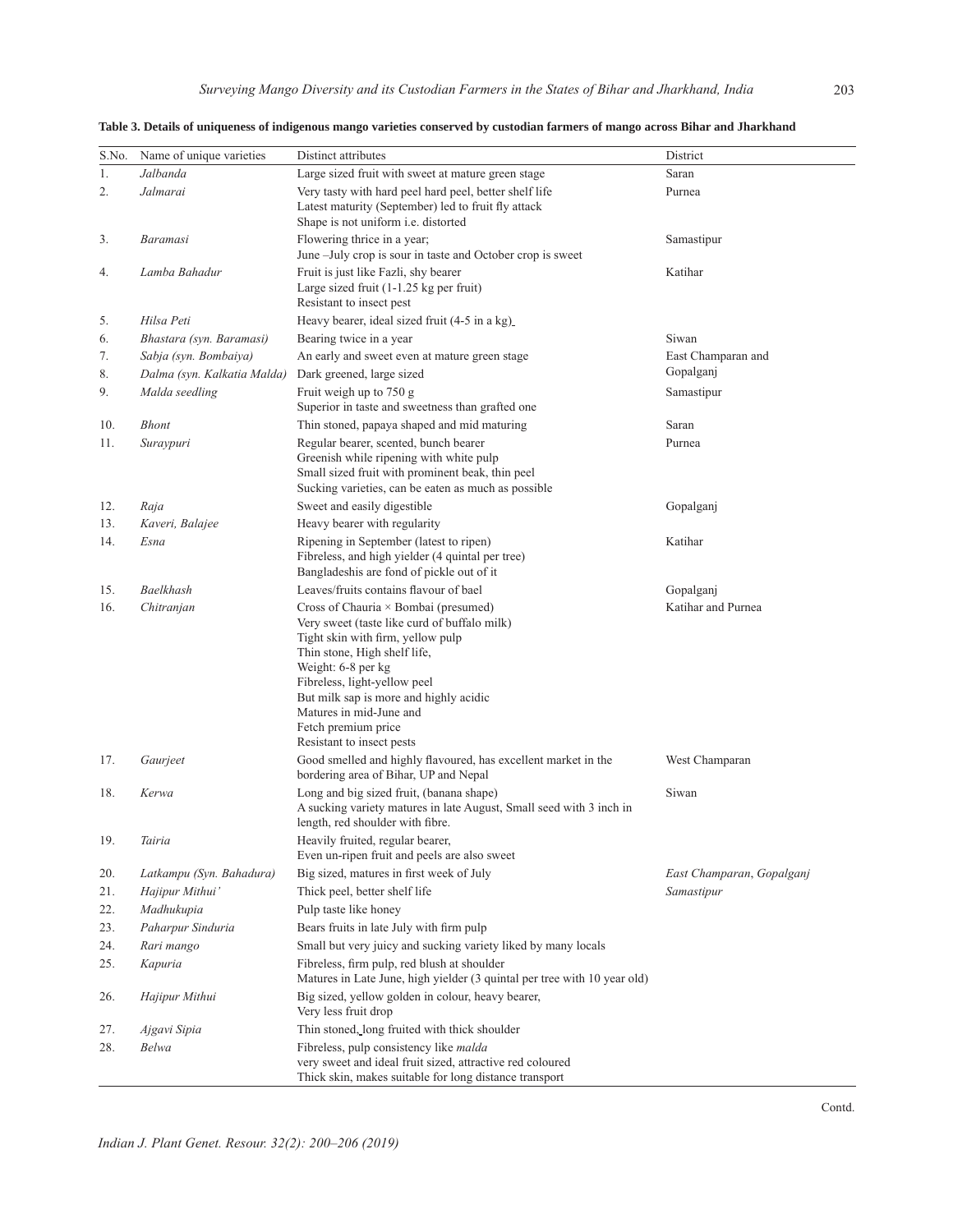**Table 3. Details of uniqueness of indigenous mango varieties conserved by custodian farmers of mango across Bihar and Jharkhand**

| S.No. | Name of unique varieties | Distinct attributes | District |
|---|---|---|---|
| 1. | *Jalbanda* | Large sized fruit with sweet at mature green stage | Saran |
| 2. | *Jalmarai* | Very tasty with hard peel hard peel, better shelf life<br>Latest maturity (September) led to fruit fly attack<br>Shape is not uniform i.e. distorted | Purnea |
| 3. | *Baramasi* | Flowering thrice in a year;<br>June –July crop is sour in taste and October crop is sweet | Samastipur |
| 4. | *Lamba Bahadur* | Fruit is just like Fazli, shy bearer<br>Large sized fruit (1-1.25 kg per fruit)<br>Resistant to insect pest | Katihar |
| 5. | *Hilsa Peti* | Heavy bearer, ideal sized fruit (4-5 in a kg) | |
| 6. | *Bhastara (syn. Baramasi)* | Bearing twice in a year | Siwan |
| 7. | *Sabja (syn. Bombaiya)* | An early and sweet even at mature green stage | East Champaran and Gopalganj |
| 8. | *Dalma (syn. Kalkatia Malda)* | Dark greened, large sized | |
| 9. | *Malda seedling* | Fruit weigh up to 750 g<br>Superior in taste and sweetness than grafted one | Samastipur |
| 10. | *Bhont* | Thin stoned, papaya shaped and mid maturing | Saran |
| 11. | *Suraypuri* | Regular bearer, scented, bunch bearer<br>Greenish while ripening with white pulp<br>Small sized fruit with prominent beak, thin peel<br>Sucking varieties, can be eaten as much as possible | Purnea |
| 12. | *Raja* | Sweet and easily digestible | Gopalganj |
| 13. | *Kaveri, Balajee* | Heavy bearer with regularity | |
| 14. | *Esna* | Ripening in September (latest to ripen)<br>Fibreless, and high yielder (4 quintal per tree)<br>Bangladeshis are fond of pickle out of it | Katihar |
| 15. | *Baelkhash* | Leaves/fruits contains flavour of bael | Gopalganj |
| 16. | *Chitranjan* | Cross of Chauria × Bombai (presumed)<br>Very sweet (taste like curd of buffalo milk)<br>Tight skin with firm, yellow pulp<br>Thin stone, High shelf life,<br>Weight: 6-8 per kg<br>Fibreless, light-yellow peel<br>But milk sap is more and highly acidic<br>Matures in mid-June and<br>Fetch premium price<br>Resistant to insect pests | Katihar and Purnea |
| 17. | *Gaurjeet* | Good smelled and highly flavoured, has excellent market in the bordering area of Bihar, UP and Nepal | West Champaran |
| 18. | *Kerwa* | Long and big sized fruit, (banana shape)<br>A sucking variety matures in late August, Small seed with 3 inch in length, red shoulder with fibre. | Siwan |
| 19. | *Tairia* | Heavily fruited, regular bearer,<br>Even un-ripen fruit and peels are also sweet | |
| 20. | *Latkampu (Syn. Bahadura)* | Big sized, matures in first week of July | *East Champaran, Gopalganj* |
| 21. | *Hajipur Mithui'* | Thick peel, better shelf life | *Samastipur* |
| 22. | *Madhukupia* | Pulp taste like honey | |
| 23. | *Paharpur Sinduria* | Bears fruits in late July with firm pulp | |
| 24. | *Rari mango* | Small but very juicy and sucking variety liked by many locals | |
| 25. | *Kapuria* | Fibreless, firm pulp, red blush at shoulder<br>Matures in Late June, high yielder (3 quintal per tree with 10 year old) | |
| 26. | *Hajipur Mithui* | Big sized, yellow golden in colour, heavy bearer,<br>Very less fruit drop | |
| 27. | *Ajgavi Sipia* | Thin stoned, long fruited with thick shoulder | |
| 28. | *Belwa* | Fibreless, pulp consistency like *malda*<br>very sweet and ideal fruit sized, attractive red coloured<br>Thick skin, makes suitable for long distance transport | |

Contd.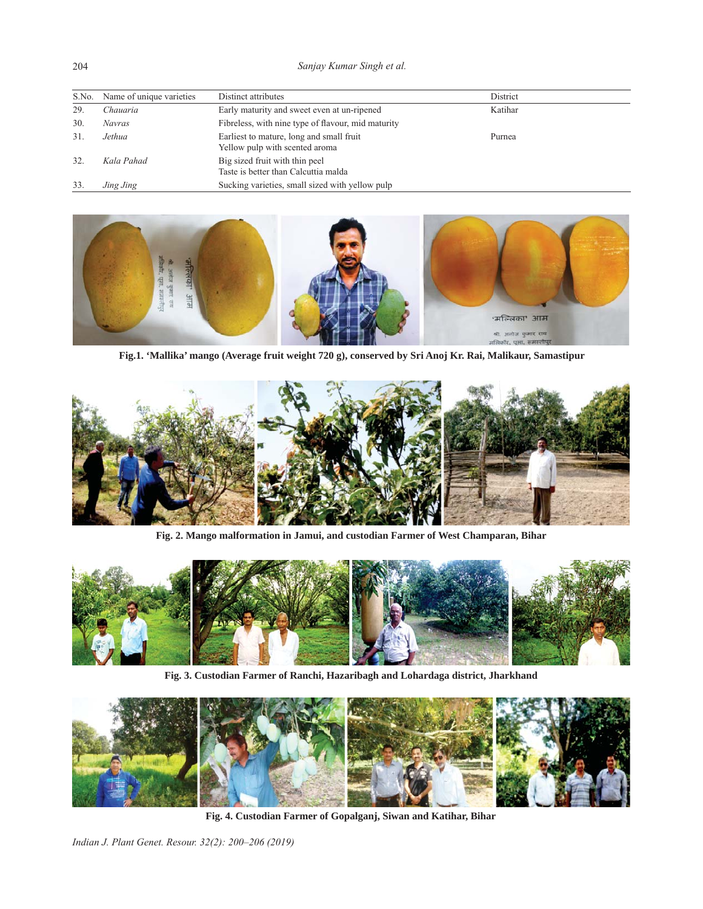| S.No. | Name of unique varieties | Distinct attributes | District |
|---|---|---|---|
| 29. | *Chauaria* | Early maturity and sweet even at un-ripened | Katihar |
| 30. | *Navras* | Fibreless, with nine type of flavour, mid maturity | |
| 31. | *Jethua* | Earliest to mature, long and small fruit<br>Yellow pulp with scented aroma | Purnea |
| 32. | *Kala Pahad* | Big sized fruit with thin peel<br>Taste is better than Calcuttia malda | |
| 33. | *Jing Jing* | Sucking varieties, small sized with yellow pulp | |

**Fig.1. 'Mallika' mango (Average fruit weight 720 g), conserved by Sri Anoj Kr. Rai, Malikaur, Samastipur**

**Fig. 2. Mango malformation in Jamui, and custodian Farmer of West Champaran, Bihar**

**Fig. 3. Custodian Farmer of Ranchi, Hazaribagh and Lohardaga district, Jharkhand**

**Fig. 4. Custodian Farmer of Gopalganj, Siwan and Katihar, Bihar**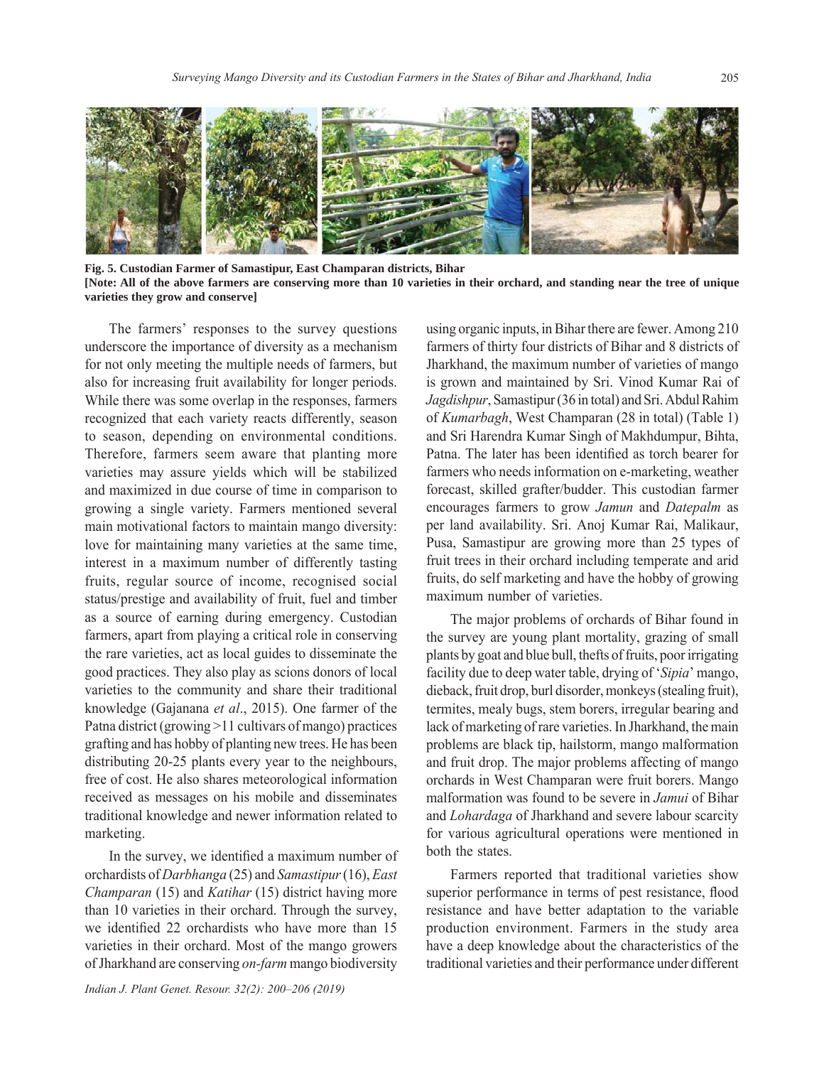**Fig. 5. Custodian Farmer of Samastipur, East Champaran districts, Bihar**
**[Note: All of the above farmers are conserving more than 10 varieties in their orchard, and standing near the tree of unique varieties they grow and conserve]**

The farmers' responses to the survey questions underscore the importance of diversity as a mechanism for not only meeting the multiple needs of farmers, but also for increasing fruit availability for longer periods. While there was some overlap in the responses, farmers recognized that each variety reacts differently, season to season, depending on environmental conditions. Therefore, farmers seem aware that planting more varieties may assure yields which will be stabilized and maximized in due course of time in comparison to growing a single variety. Farmers mentioned several main motivational factors to maintain mango diversity: love for maintaining many varieties at the same time, interest in a maximum number of differently tasting fruits, regular source of income, recognised social status/prestige and availability of fruit, fuel and timber as a source of earning during emergency. Custodian farmers, apart from playing a critical role in conserving the rare varieties, act as local guides to disseminate the good practices. They also play as scions donors of local varieties to the community and share their traditional knowledge (Gajanana *et al*., 2015). One farmer of the Patna district (growing >11 cultivars of mango) practices grafting and has hobby of planting new trees. He has been distributing 20-25 plants every year to the neighbours, free of cost. He also shares meteorological information received as messages on his mobile and disseminates traditional knowledge and newer information related to marketing.

In the survey, we identified a maximum number of orchardists of *Darbhanga* (25) and *Samastipur* (16), *East Champaran* (15) and *Katihar* (15) district having more than 10 varieties in their orchard. Through the survey, we identified 22 orchardists who have more than 15 varieties in their orchard. Most of the mango growers of Jharkhand are conserving *on-farm* mango biodiversity using organic inputs, in Bihar there are fewer. Among 210 farmers of thirty four districts of Bihar and 8 districts of Jharkhand, the maximum number of varieties of mango is grown and maintained by Sri. Vinod Kumar Rai of *Jagdishpur*, Samastipur (36 in total) and Sri. Abdul Rahim of *Kumarbagh*, West Champaran (28 in total) (Table 1) and Sri Harendra Kumar Singh of Makhdumpur, Bihta, Patna. The later has been identified as torch bearer for farmers who needs information on e-marketing, weather forecast, skilled grafter/budder. This custodian farmer encourages farmers to grow *Jamun* and *Datepalm* as per land availability. Sri. Anoj Kumar Rai, Malikaur, Pusa, Samastipur are growing more than 25 types of fruit trees in their orchard including temperate and arid fruits, do self marketing and have the hobby of growing maximum number of varieties.

The major problems of orchards of Bihar found in the survey are young plant mortality, grazing of small plants by goat and blue bull, thefts of fruits, poor irrigating facility due to deep water table, drying of '*Sipia*' mango, dieback, fruit drop, burl disorder, monkeys (stealing fruit), termites, mealy bugs, stem borers, irregular bearing and lack of marketing of rare varieties. In Jharkhand, the main problems are black tip, hailstorm, mango malformation and fruit drop. The major problems affecting of mango orchards in West Champaran were fruit borers. Mango malformation was found to be severe in *Jamui* of Bihar and *Lohardaga* of Jharkhand and severe labour scarcity for various agricultural operations were mentioned in both the states.

Farmers reported that traditional varieties show superior performance in terms of pest resistance, flood resistance and have better adaptation to the variable production environment. Farmers in the study area have a deep knowledge about the characteristics of the traditional varieties and their performance under different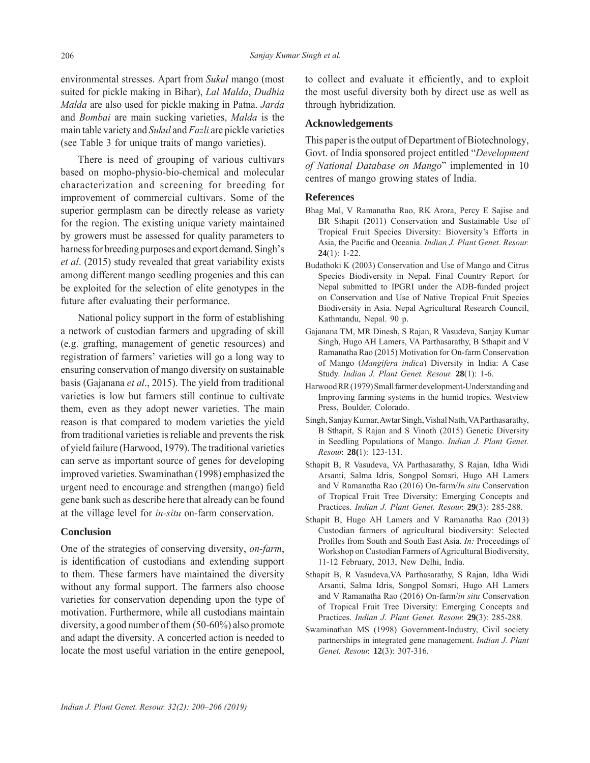environmental stresses. Apart from *Sukul* mango (most suited for pickle making in Bihar), *Lal Malda*, *Dudhia Malda* are also used for pickle making in Patna. *Jarda* and *Bombai* are main sucking varieties, *Malda* is the main table variety and *Sukul* and *Fazli* are pickle varieties (see Table 3 for unique traits of mango varieties).

There is need of grouping of various cultivars based on mopho-physio-bio-chemical and molecular characterization and screening for breeding for improvement of commercial cultivars. Some of the superior germplasm can be directly release as variety for the region. The existing unique variety maintained by growers must be assessed for quality parameters to harness for breeding purposes and export demand. Singh's *et al*. (2015) study revealed that great variability exists among different mango seedling progenies and this can be exploited for the selection of elite genotypes in the future after evaluating their performance.

National policy support in the form of establishing a network of custodian farmers and upgrading of skill (e.g. grafting, management of genetic resources) and registration of farmers' varieties will go a long way to ensuring conservation of mango diversity on sustainable basis (Gajanana *et al*., 2015). The yield from traditional varieties is low but farmers still continue to cultivate them, even as they adopt newer varieties. The main reason is that compared to modem varieties the yield from traditional varieties is reliable and prevents the risk of yield failure (Harwood, 1979). The traditional varieties can serve as important source of genes for developing improved varieties. Swaminathan (1998) emphasized the urgent need to encourage and strengthen (mango) field gene bank such as describe here that already can be found at the village level for *in-situ* on-farm conservation.

## Conclusion

One of the strategies of conserving diversity, *on-farm*, is identification of custodians and extending support to them. These farmers have maintained the diversity without any formal support. The farmers also choose varieties for conservation depending upon the type of motivation. Furthermore, while all custodians maintain diversity, a good number of them (50-60%) also promote and adapt the diversity. A concerted action is needed to locate the most useful variation in the entire genepool, to collect and evaluate it efficiently, and to exploit the most useful diversity both by direct use as well as through hybridization.

## Acknowledgements

This paper is the output of Department of Biotechnology, Govt. of India sponsored project entitled "*Development of National Database on Mango*" implemented in 10 centres of mango growing states of India.

## References

- Bhag Mal, V Ramanatha Rao, RK Arora, Percy E Sajise and BR Sthapit (2011) Conservation and Sustainable Use of Tropical Fruit Species Diversity: Bioversity's Efforts in Asia, the Pacific and Oceania. *Indian J. Plant Genet. Resour.* **24**(1): 1-22.
- Budathoki K (2003) Conservation and Use of Mango and Citrus Species Biodiversity in Nepal. Final Country Report for Nepal submitted to IPGRI under the ADB-funded project on Conservation and Use of Native Tropical Fruit Species Biodiversity in Asia. Nepal Agricultural Research Council, Kathmandu, Nepal. 90 p.
- Gajanana TM, MR Dinesh, S Rajan, R Vasudeva, Sanjay Kumar Singh, Hugo AH Lamers, VA Parthasarathy, B Sthapit and V Ramanatha Rao (2015) Motivation for On-farm Conservation of Mango (*Mangifera indica*) Diversity in India: A Case Study. *Indian J. Plant Genet. Resour.* **28**(1): 1-6.
- Harwood RR (1979) Small farmer development-Understanding and Improving farming systems in the humid tropics*.* Westview Press, Boulder, Colorado.
- Singh, Sanjay Kumar, Awtar Singh, Vishal Nath, VA Parthasarathy, B Sthapit, S Rajan and S Vinoth (2015) Genetic Diversity in Seedling Populations of Mango. *Indian J. Plant Genet. Resour.* **28(**1): 123-131.
- Sthapit B, R Vasudeva, VA Parthasarathy, S Rajan, Idha Widi Arsanti, Salma Idris, Songpol Somsri, Hugo AH Lamers and V Ramanatha Rao (2016) On-farm/*In situ* Conservation of Tropical Fruit Tree Diversity: Emerging Concepts and Practices. *Indian J. Plant Genet. Resour.* **29**(3): 285-288.
- Sthapit B, Hugo AH Lamers and V Ramanatha Rao (2013) Custodian farmers of agricultural biodiversity: Selected Profiles from South and South East Asia. *In:* Proceedings of Workshop on Custodian Farmers of Agricultural Biodiversity, 11-12 February, 2013, New Delhi, India.
- Sthapit B, R Vasudeva,VA Parthasarathy, S Rajan, Idha Widi Arsanti, Salma Idris, Songpol Somsri, Hugo AH Lamers and V Ramanatha Rao (2016) On-farm/*in situ* Conservation of Tropical Fruit Tree Diversity: Emerging Concepts and Practices. *Indian J. Plant Genet. Resour.* **29**(3): 285-288*.*
- Swaminathan MS (1998) Government-Industry, Civil society partnerships in integrated gene management. *Indian J. Plant Genet. Resour.* **12**(3): 307-316.